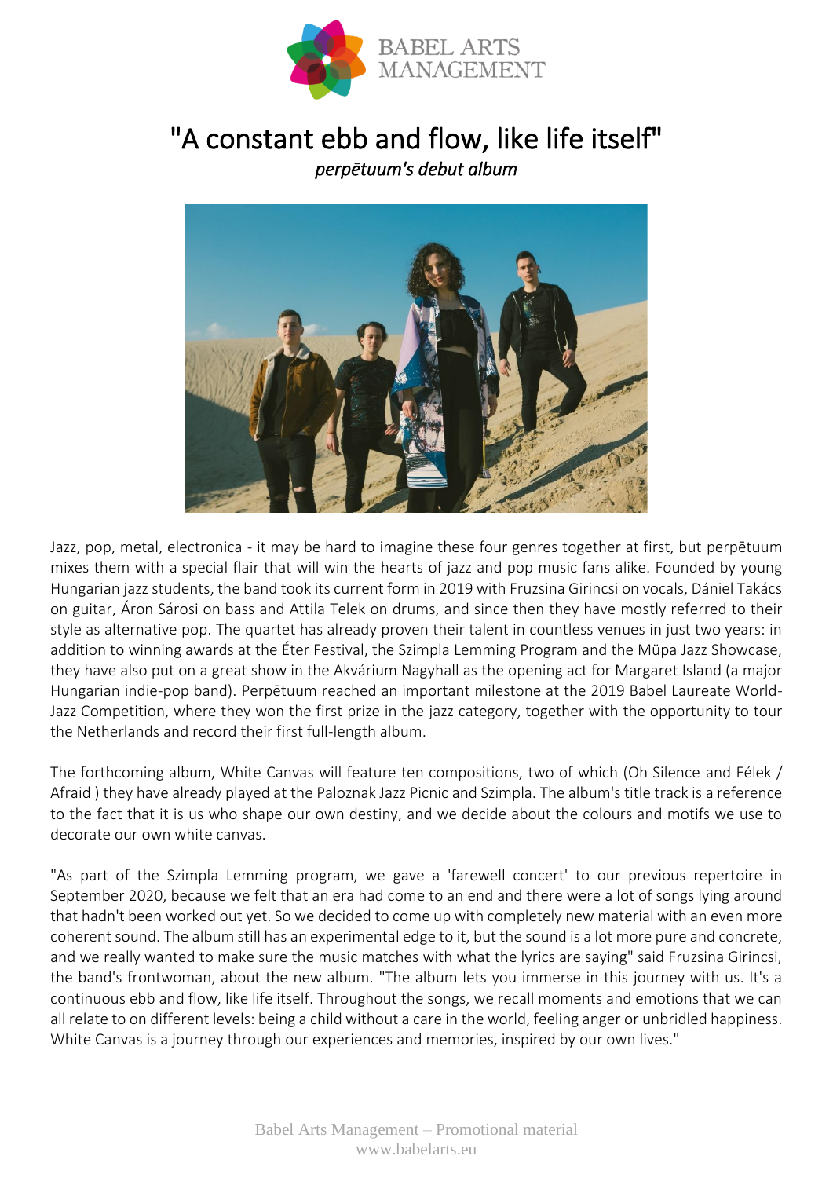BABEL ARTS MANAGEMENT

# "A constant ebb and flow, like life itself"

*perpētuum's debut album*

Jazz, pop, metal, electronica - it may be hard to imagine these four genres together at first, but perpētuum mixes them with a special flair that will win the hearts of jazz and pop music fans alike. Founded by young Hungarian jazz students, the band took its current form in 2019 with Fruzsina Girincsi on vocals, Dániel Takács on guitar, Áron Sárosi on bass and Attila Telek on drums, and since then they have mostly referred to their style as alternative pop. The quartet has already proven their talent in countless venues in just two years: in addition to winning awards at the Éter Festival, the Szimpla Lemming Program and the Müpa Jazz Showcase, they have also put on a great show in the Akvárium Nagyhall as the opening act for Margaret Island (a major Hungarian indie-pop band). Perpētuum reached an important milestone at the 2019 Babel Laureate World-Jazz Competition, where they won the first prize in the jazz category, together with the opportunity to tour the Netherlands and record their first full-length album.

The forthcoming album, White Canvas will feature ten compositions, two of which (Oh Silence and Félek / Afraid ) they have already played at the Paloznak Jazz Picnic and Szimpla. The album's title track is a reference to the fact that it is us who shape our own destiny, and we decide about the colours and motifs we use to decorate our own white canvas.

"As part of the Szimpla Lemming program, we gave a 'farewell concert' to our previous repertoire in September 2020, because we felt that an era had come to an end and there were a lot of songs lying around that hadn't been worked out yet. So we decided to come up with completely new material with an even more coherent sound. The album still has an experimental edge to it, but the sound is a lot more pure and concrete, and we really wanted to make sure the music matches with what the lyrics are saying" said Fruzsina Girincsi, the band's frontwoman, about the new album. "The album lets you immerse in this journey with us. It's a continuous ebb and flow, like life itself. Throughout the songs, we recall moments and emotions that we can all relate to on different levels: being a child without a care in the world, feeling anger or unbridled happiness. White Canvas is a journey through our experiences and memories, inspired by our own lives."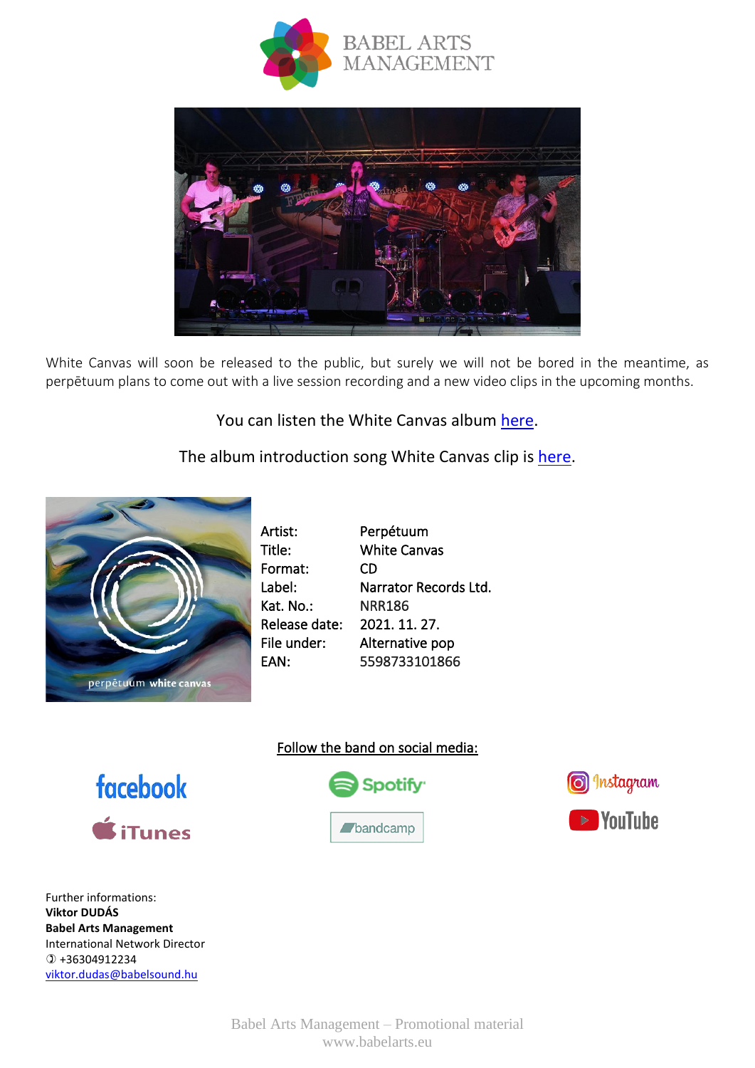BABEL ARTS MANAGEMENT

White Canvas will soon be released to the public, but surely we will not be bored in the meantime, as perpētuum plans to come out with a live session recording and a new video clips in the upcoming months.

You can listen the White Canvas album here.

The album introduction song White Canvas clip is here.

| | |
|---|---|
| Artist: | Perpétuum |
| Title: | White Canvas |
| Format: | CD |
| Label: | Narrator Records Ltd. |
| Kat. No.: | NRR186 |
| Release date: | 2021. 11. 27. |
| File under: | Alternative pop |
| EAN: | 5598733101866 |

Follow the band on social media:

facebook
Spotify
Instagram
iTunes
bandcamp
YouTube

Further informations:
**Viktor DUDÁS**
**Babel Arts Management**
International Network Director
✆ +36304912234
viktor.dudas@babelsound.hu

Babel Arts Management – Promotional material
www.babelarts.eu